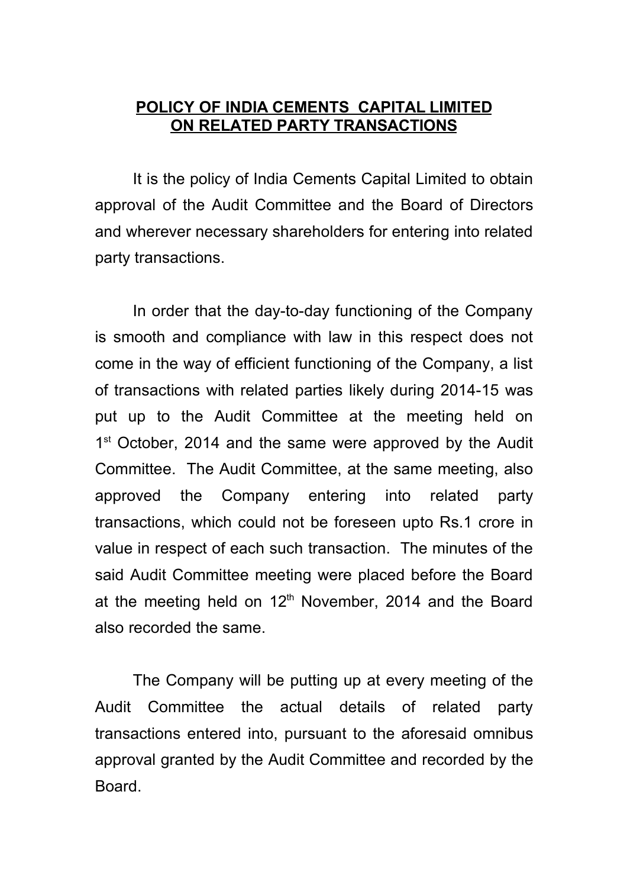# POLICY OF INDIA CEMENTS CAPITAL LIMITED ON RELATED PARTY TRANSACTIONS

It is the policy of India Cements Capital Limited to obtain approval of the Audit Committee and the Board of Directors and wherever necessary shareholders for entering into related party transactions.

In order that the day-to-day functioning of the Company is smooth and compliance with law in this respect does not come in the way of efficient functioning of the Company, a list of transactions with related parties likely during 2014-15 was put up to the Audit Committee at the meeting held on 1st October, 2014 and the same were approved by the Audit Committee. The Audit Committee, at the same meeting, also approved the Company entering into related party transactions, which could not be foreseen upto Rs.1 crore in value in respect of each such transaction. The minutes of the said Audit Committee meeting were placed before the Board at the meeting held on 12th November, 2014 and the Board also recorded the same.

The Company will be putting up at every meeting of the Audit Committee the actual details of related party transactions entered into, pursuant to the aforesaid omnibus approval granted by the Audit Committee and recorded by the Board.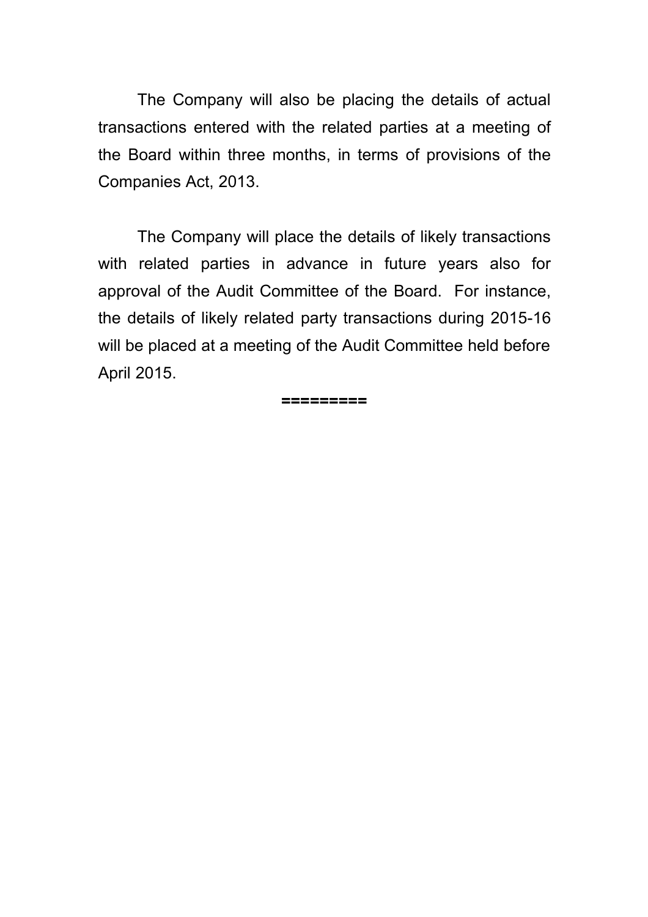The Company will also be placing the details of actual transactions entered with the related parties at a meeting of the Board within three months, in terms of provisions of the Companies Act, 2013.

The Company will place the details of likely transactions with related parties in advance in future years also for approval of the Audit Committee of the Board. For instance, the details of likely related party transactions during 2015-16 will be placed at a meeting of the Audit Committee held before April 2015.

=========